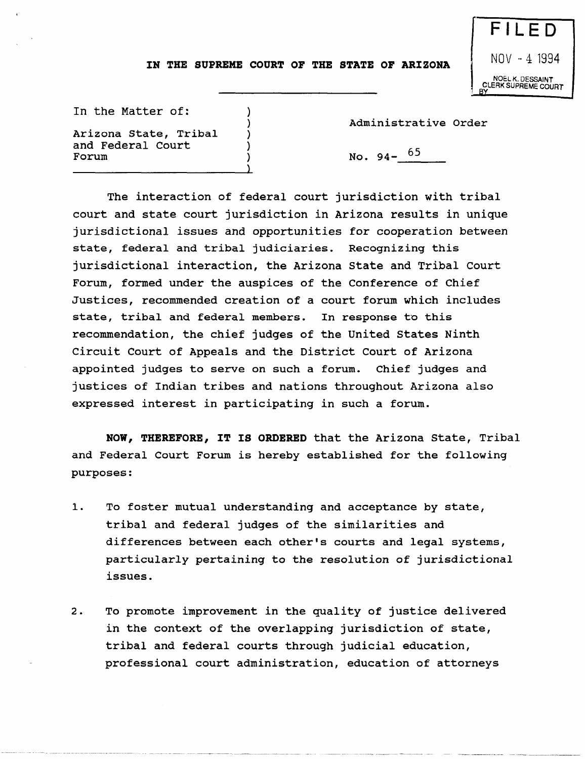**FILED**

NOV - 4 1994

NOEL K. DESSAINT
CLERK SUPREME COURT
BY

**IN THE SUPREME COURT OF THE STATE OF ARIZONA**

In the Matter of:

Arizona State, Tribal and Federal Court Forum

Administrative Order

No. 94- 65

The interaction of federal court jurisdiction with tribal court and state court jurisdiction in Arizona results in unique jurisdictional issues and opportunities for cooperation between state, federal and tribal judiciaries. Recognizing this jurisdictional interaction, the Arizona State and Tribal Court Forum, formed under the auspices of the Conference of Chief Justices, recommended creation of a court forum which includes state, tribal and federal members. In response to this recommendation, the chief judges of the United States Ninth Circuit Court of Appeals and the District Court of Arizona appointed judges to serve on such a forum. Chief judges and justices of Indian tribes and nations throughout Arizona also expressed interest in participating in such a forum.

**NOW, THEREFORE, IT IS ORDERED** that the Arizona State, Tribal and Federal Court Forum is hereby established for the following purposes:

1. To foster mutual understanding and acceptance by state, tribal and federal judges of the similarities and differences between each other's courts and legal systems, particularly pertaining to the resolution of jurisdictional issues.

2. To promote improvement in the quality of justice delivered in the context of the overlapping jurisdiction of state, tribal and federal courts through judicial education, professional court administration, education of attorneys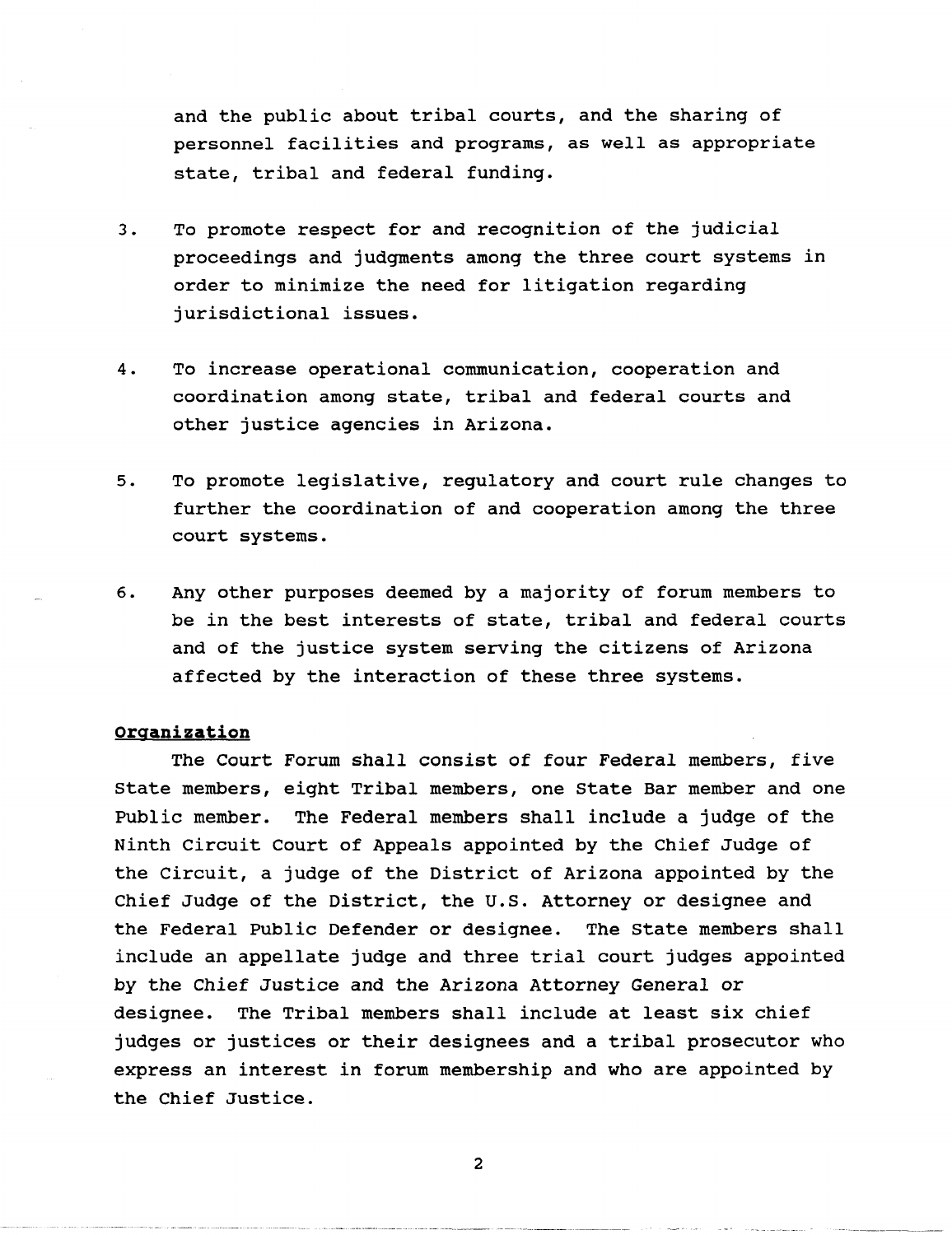and the public about tribal courts, and the sharing of personnel facilities and programs, as well as appropriate state, tribal and federal funding.

3. To promote respect for and recognition of the judicial proceedings and judgments among the three court systems in order to minimize the need for litigation regarding jurisdictional issues.

4. To increase operational communication, cooperation and coordination among state, tribal and federal courts and other justice agencies in Arizona.

5. To promote legislative, regulatory and court rule changes to further the coordination of and cooperation among the three court systems.

6. Any other purposes deemed by a majority of forum members to be in the best interests of state, tribal and federal courts and of the justice system serving the citizens of Arizona affected by the interaction of these three systems.

**Organization**

The Court Forum shall consist of four Federal members, five State members, eight Tribal members, one State Bar member and one Public member. The Federal members shall include a judge of the Ninth Circuit Court of Appeals appointed by the Chief Judge of the Circuit, a judge of the District of Arizona appointed by the Chief Judge of the District, the U.S. Attorney or designee and the Federal Public Defender or designee. The State members shall include an appellate judge and three trial court judges appointed by the Chief Justice and the Arizona Attorney General or designee. The Tribal members shall include at least six chief judges or justices or their designees and a tribal prosecutor who express an interest in forum membership and who are appointed by the Chief Justice.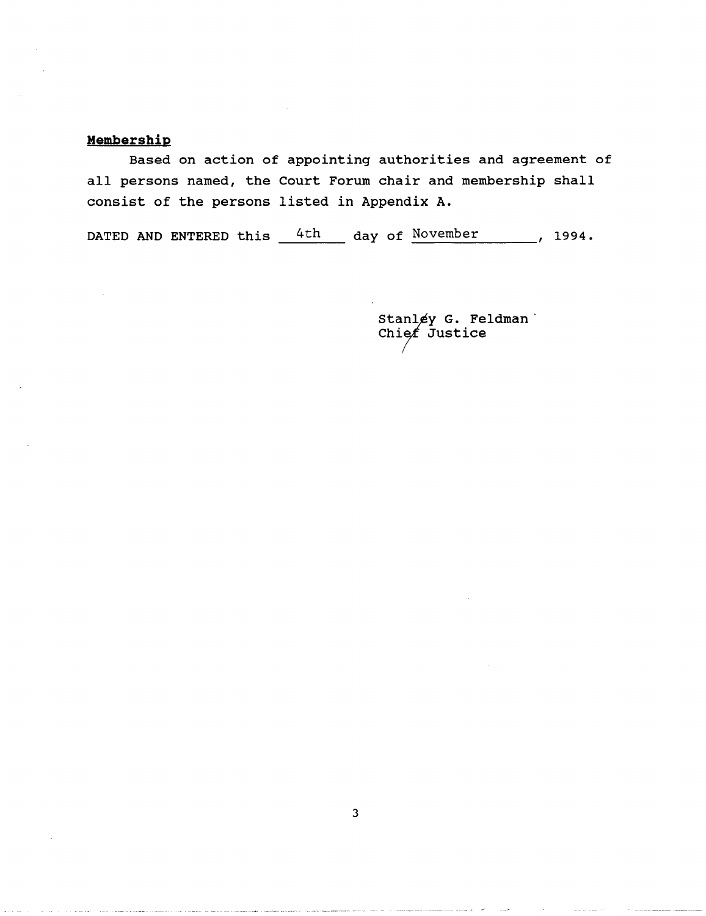**Membership**

Based on action of appointing authorities and agreement of all persons named, the Court Forum chair and membership shall consist of the persons listed in Appendix A.

DATED AND ENTERED this 4th day of November, 1994.

Stanley G. Feldman
Chief Justice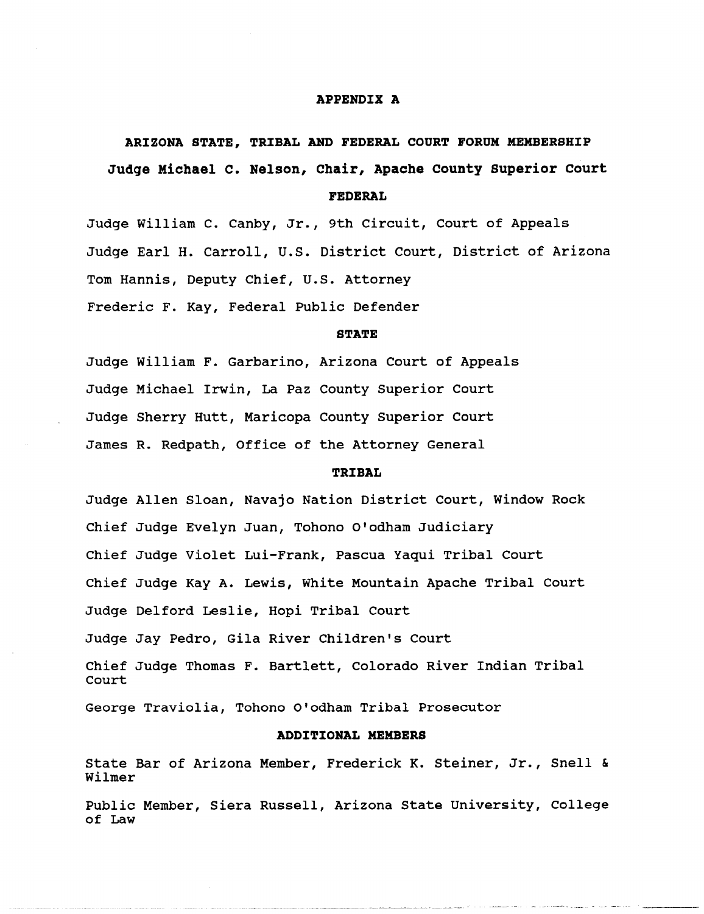# APPENDIX A

## ARIZONA STATE, TRIBAL AND FEDERAL COURT FORUM MEMBERSHIP

**Judge Michael C. Nelson, Chair, Apache County Superior Court**

### FEDERAL

Judge William C. Canby, Jr., 9th Circuit, Court of Appeals

Judge Earl H. Carroll, U.S. District Court, District of Arizona

Tom Hannis, Deputy Chief, U.S. Attorney

Frederic F. Kay, Federal Public Defender

### STATE

Judge William F. Garbarino, Arizona Court of Appeals

Judge Michael Irwin, La Paz County Superior Court

Judge Sherry Hutt, Maricopa County Superior Court

James R. Redpath, Office of the Attorney General

### TRIBAL

Judge Allen Sloan, Navajo Nation District Court, Window Rock

Chief Judge Evelyn Juan, Tohono O'odham Judiciary

Chief Judge Violet Lui-Frank, Pascua Yaqui Tribal Court

Chief Judge Kay A. Lewis, White Mountain Apache Tribal Court

Judge Delford Leslie, Hopi Tribal Court

Judge Jay Pedro, Gila River Children's Court

Chief Judge Thomas F. Bartlett, Colorado River Indian Tribal Court

George Traviolia, Tohono O'odham Tribal Prosecutor

### ADDITIONAL MEMBERS

State Bar of Arizona Member, Frederick K. Steiner, Jr., Snell & Wilmer

Public Member, Siera Russell, Arizona State University, College of Law